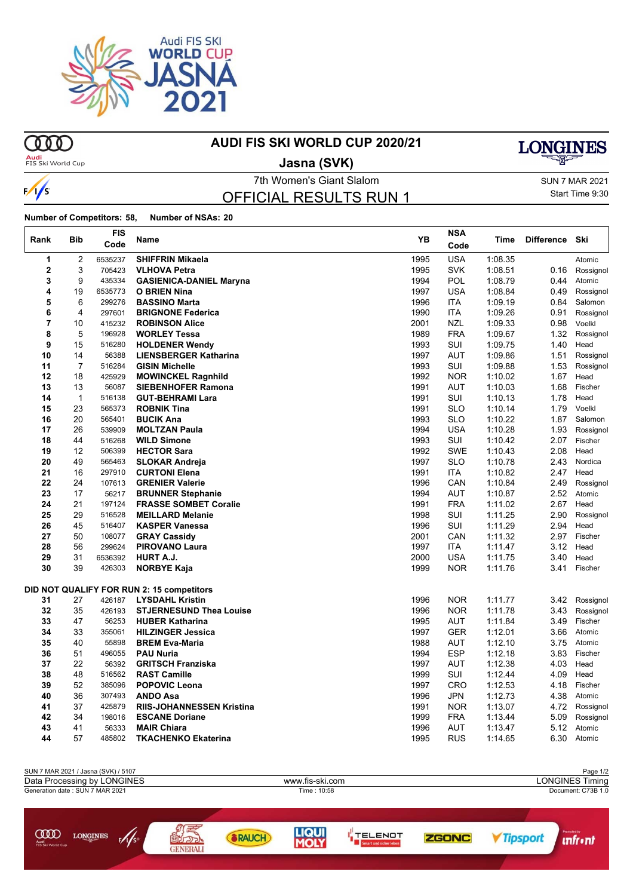# AUDI FIS SKI WORLD CUP 2020/21

## Jasna (SVK)

7th Women's Giant Slalom

SUN 7 MAR 2021

Start Time 9:30

## OFFICIAL RESULTS RUN 1

**Number of Competitors: 58, Number of NSAs: 20**

| Rank | Bib | FIS Code | Name | YB | NSA Code | Time | Difference | Ski |
|---|---|---|---|---|---|---|---|---|
| 1 | 2 | 6535237 | **SHIFFRIN Mikaela** | 1995 | USA | 1:08.35 | | Atomic |
| 2 | 3 | 705423 | **VLHOVA Petra** | 1995 | SVK | 1:08.51 | 0.16 | Rossignol |
| 3 | 9 | 435334 | **GASIENICA-DANIEL Maryna** | 1994 | POL | 1:08.79 | 0.44 | Atomic |
| 4 | 19 | 6535773 | **O BRIEN Nina** | 1997 | USA | 1:08.84 | 0.49 | Rossignol |
| 5 | 6 | 299276 | **BASSINO Marta** | 1996 | ITA | 1:09.19 | 0.84 | Salomon |
| 6 | 4 | 297601 | **BRIGNONE Federica** | 1990 | ITA | 1:09.26 | 0.91 | Rossignol |
| 7 | 10 | 415232 | **ROBINSON Alice** | 2001 | NZL | 1:09.33 | 0.98 | Voelkl |
| 8 | 5 | 196928 | **WORLEY Tessa** | 1989 | FRA | 1:09.67 | 1.32 | Rossignol |
| 9 | 15 | 516280 | **HOLDENER Wendy** | 1993 | SUI | 1:09.75 | 1.40 | Head |
| 10 | 14 | 56388 | **LIENSBERGER Katharina** | 1997 | AUT | 1:09.86 | 1.51 | Rossignol |
| 11 | 7 | 516284 | **GISIN Michelle** | 1993 | SUI | 1:09.88 | 1.53 | Rossignol |
| 12 | 18 | 425929 | **MOWINCKEL Ragnhild** | 1992 | NOR | 1:10.02 | 1.67 | Head |
| 13 | 13 | 56087 | **SIEBENHOFER Ramona** | 1991 | AUT | 1:10.03 | 1.68 | Fischer |
| 14 | 1 | 516138 | **GUT-BEHRAMI Lara** | 1991 | SUI | 1:10.13 | 1.78 | Head |
| 15 | 23 | 565373 | **ROBNIK Tina** | 1991 | SLO | 1:10.14 | 1.79 | Voelkl |
| 16 | 20 | 565401 | **BUCIK Ana** | 1993 | SLO | 1:10.22 | 1.87 | Salomon |
| 17 | 26 | 539909 | **MOLTZAN Paula** | 1994 | USA | 1:10.28 | 1.93 | Rossignol |
| 18 | 44 | 516268 | **WILD Simone** | 1993 | SUI | 1:10.42 | 2.07 | Fischer |
| 19 | 12 | 506399 | **HECTOR Sara** | 1992 | SWE | 1:10.43 | 2.08 | Head |
| 20 | 49 | 565463 | **SLOKAR Andreja** | 1997 | SLO | 1:10.78 | 2.43 | Nordica |
| 21 | 16 | 297910 | **CURTONI Elena** | 1991 | ITA | 1:10.82 | 2.47 | Head |
| 22 | 24 | 107613 | **GRENIER Valerie** | 1996 | CAN | 1:10.84 | 2.49 | Rossignol |
| 23 | 17 | 56217 | **BRUNNER Stephanie** | 1994 | AUT | 1:10.87 | 2.52 | Atomic |
| 24 | 21 | 197124 | **FRASSE SOMBET Coralie** | 1991 | FRA | 1:11.02 | 2.67 | Head |
| 25 | 29 | 516528 | **MEILLARD Melanie** | 1998 | SUI | 1:11.25 | 2.90 | Rossignol |
| 26 | 45 | 516407 | **KASPER Vanessa** | 1996 | SUI | 1:11.29 | 2.94 | Head |
| 27 | 50 | 108077 | **GRAY Cassidy** | 2001 | CAN | 1:11.32 | 2.97 | Fischer |
| 28 | 56 | 299624 | **PIROVANO Laura** | 1997 | ITA | 1:11.47 | 3.12 | Head |
| 29 | 31 | 6536392 | **HURT A.J.** | 2000 | USA | 1:11.75 | 3.40 | Head |
| 30 | 39 | 426303 | **NORBYE Kaja** | 1999 | NOR | 1:11.76 | 3.41 | Fischer |
| **DID NOT QUALIFY FOR RUN 2: 15 competitors** | | | | | | | | |
| 31 | 27 | 426187 | **LYSDAHL Kristin** | 1996 | NOR | 1:11.77 | 3.42 | Rossignol |
| 32 | 35 | 426193 | **STJERNESUND Thea Louise** | 1996 | NOR | 1:11.78 | 3.43 | Rossignol |
| 33 | 47 | 56253 | **HUBER Katharina** | 1995 | AUT | 1:11.84 | 3.49 | Fischer |
| 34 | 33 | 355061 | **HILZINGER Jessica** | 1997 | GER | 1:12.01 | 3.66 | Atomic |
| 35 | 40 | 55898 | **BREM Eva-Maria** | 1988 | AUT | 1:12.10 | 3.75 | Atomic |
| 36 | 51 | 496055 | **PAU Nuria** | 1994 | ESP | 1:12.18 | 3.83 | Fischer |
| 37 | 22 | 56392 | **GRITSCH Franziska** | 1997 | AUT | 1:12.38 | 4.03 | Head |
| 38 | 48 | 516562 | **RAST Camille** | 1999 | SUI | 1:12.44 | 4.09 | Head |
| 39 | 52 | 385096 | **POPOVIC Leona** | 1997 | CRO | 1:12.53 | 4.18 | Fischer |
| 40 | 36 | 307493 | **ANDO Asa** | 1996 | JPN | 1:12.73 | 4.38 | Atomic |
| 41 | 37 | 425879 | **RIIS-JOHANNESSEN Kristina** | 1991 | NOR | 1:13.07 | 4.72 | Rossignol |
| 42 | 34 | 198016 | **ESCANE Doriane** | 1999 | FRA | 1:13.44 | 5.09 | Rossignol |
| 43 | 41 | 56333 | **MAIR Chiara** | 1996 | AUT | 1:13.47 | 5.12 | Atomic |
| 44 | 57 | 485802 | **TKACHENKO Ekaterina** | 1995 | RUS | 1:14.65 | 6.30 | Atomic |

SUN 7 MAR 2021 / Jasna (SVK) / 5107

Data Processing by LONGINES | www.fis-ski.com | LONGINES Timing

Generation date : SUN 7 MAR 2021 | Time : 10:58 | Document: C73B 1.0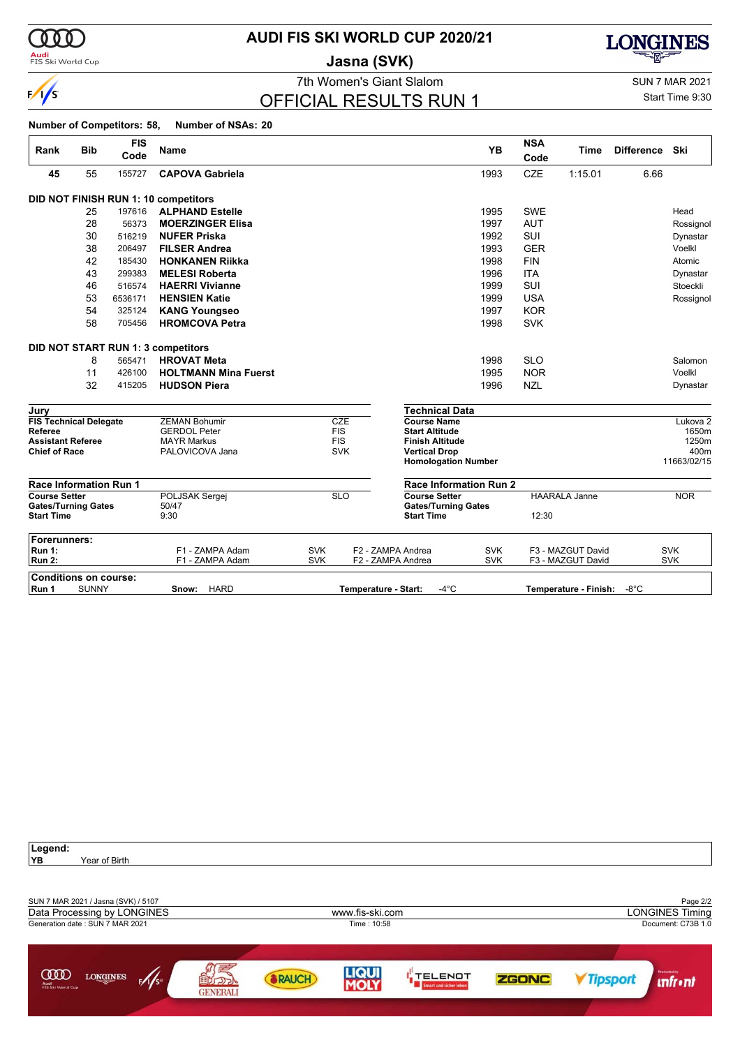# AUDI FIS SKI WORLD CUP 2020/21

## Jasna (SVK)

7th Women's Giant Slalom

SUN 7 MAR 2021

## OFFICIAL RESULTS RUN 1

Start Time 9:30

**Number of Competitors: 58, Number of NSAs: 20**

| Rank | Bib | FIS Code | Name | YB | NSA Code | Time | Difference | Ski |
|---|---|---|---|---|---|---|---|---|
| 45 | 55 | 155727 | **CAPOVA Gabriela** | 1993 | CZE | 1:15.01 | 6.66 | |

**DID NOT FINISH RUN 1: 10 competitors**

| Rank | Bib | FIS Code | Name | YB | NSA Code | Time | Difference | Ski |
|---|---|---|---|---|---|---|---|---|
| | 25 | 197616 | **ALPHAND Estelle** | 1995 | SWE | | | Head |
| | 28 | 56373 | **MOERZINGER Elisa** | 1997 | AUT | | | Rossignol |
| | 30 | 516219 | **NUFER Priska** | 1992 | SUI | | | Dynastar |
| | 38 | 206497 | **FILSER Andrea** | 1993 | GER | | | Voelkl |
| | 42 | 185430 | **HONKANEN Riikka** | 1998 | FIN | | | Atomic |
| | 43 | 299383 | **MELESI Roberta** | 1996 | ITA | | | Dynastar |
| | 46 | 516574 | **HAERRI Vivianne** | 1999 | SUI | | | Stoeckli |
| | 53 | 6536171 | **HENSIEN Katie** | 1999 | USA | | | Rossignol |
| | 54 | 325124 | **KANG Youngseo** | 1997 | KOR | | | |
| | 58 | 705456 | **HROMCOVA Petra** | 1998 | SVK | | | |

**DID NOT START RUN 1: 3 competitors**

| Rank | Bib | FIS Code | Name | YB | NSA Code | Time | Difference | Ski |
|---|---|---|---|---|---|---|---|---|
| | 8 | 565471 | **HROVAT Meta** | 1998 | SLO | | | Salomon |
| | 11 | 426100 | **HOLTMANN Mina Fuerst** | 1995 | NOR | | | Voelkl |
| | 32 | 415205 | **HUDSON Piera** | 1996 | NZL | | | Dynastar |

**Jury**

| | | |
|---|---|---|
| **FIS Technical Delegate** | ZEMAN Bohumir | CZE |
| **Referee** | GERDOL Peter | FIS |
| **Assistant Referee** | MAYR Markus | FIS |
| **Chief of Race** | PALOVICOVA Jana | SVK |

**Technical Data**

| | |
|---|---|
| **Course Name** | Lukova 2 |
| **Start Altitude** | 1650m |
| **Finish Altitude** | 1250m |
| **Vertical Drop** | 400m |
| **Homologation Number** | 11663/02/15 |

**Race Information Run 1**

| | | |
|---|---|---|
| **Course Setter** | POLJSAK Sergej | SLO |
| **Gates/Turning Gates** | 50/47 | |
| **Start Time** | 9:30 | |

**Race Information Run 2**

| | | |
|---|---|---|
| **Course Setter** | HAARALA Janne | NOR |
| **Gates/Turning Gates** | | |
| **Start Time** | 12:30 | |

**Forerunners:**

| | | | | | | |
|---|---|---|---|---|---|---|
| **Run 1:** | F1 - ZAMPA Adam | SVK | F2 - ZAMPA Andrea | SVK | F3 - MAZGUT David | SVK |
| **Run 2:** | F1 - ZAMPA Adam | SVK | F2 - ZAMPA Andrea | SVK | F3 - MAZGUT David | SVK |

**Conditions on course:**

**Run 1** SUNNY **Snow:** HARD **Temperature - Start:** -4°C **Temperature - Finish:** -8°C

**Legend:**

**YB** Year of Birth

SUN 7 MAR 2021 / Jasna (SVK) / 5107

Data Processing by LONGINES — www.fis-ski.com — LONGINES Timing

Generation date : SUN 7 MAR 2021 — Time : 10:58 — Document: C73B 1.0